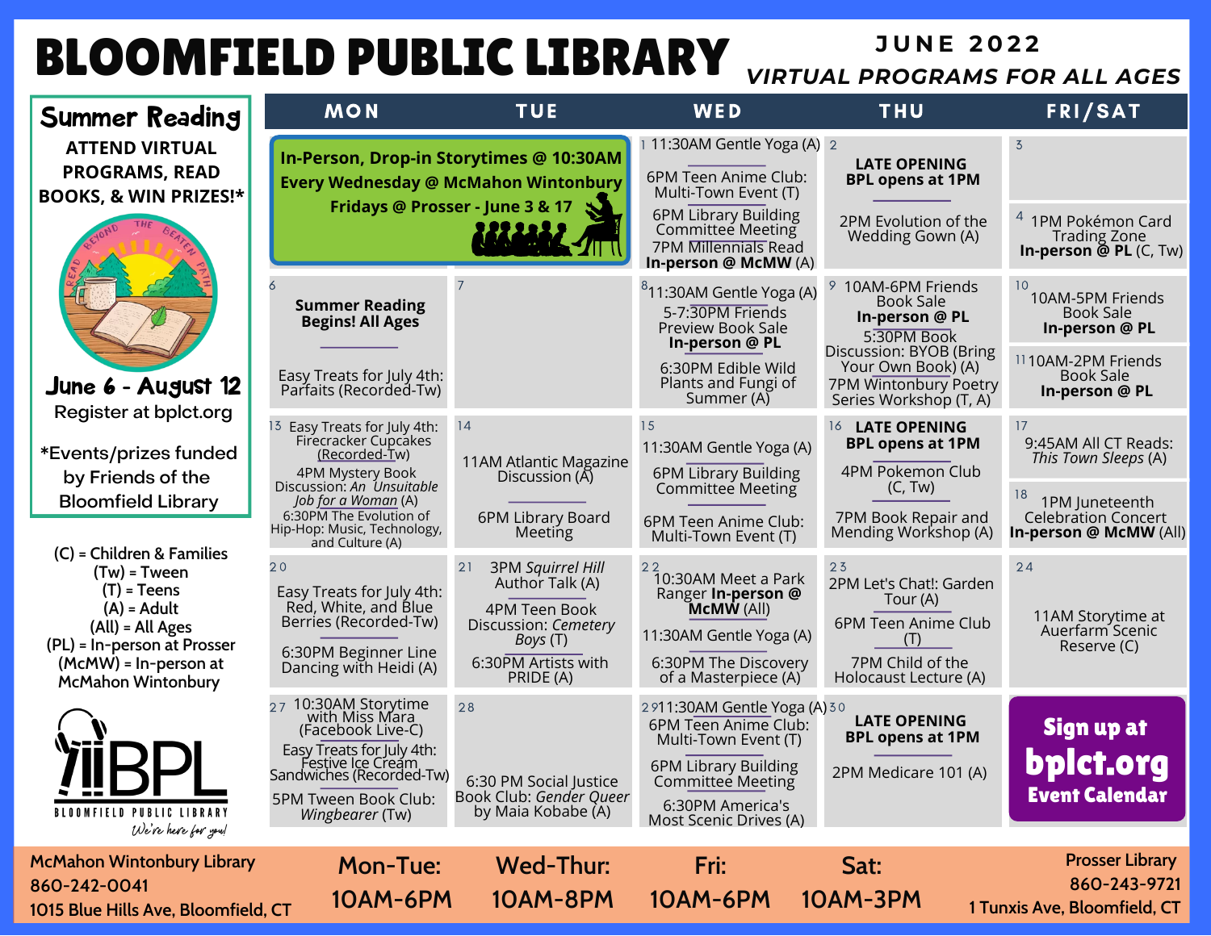# BLOOMFIELD PUBLIC LIBRARY

**JUNE 2022**

***VIRTUAL PROGRAMS FOR ALL AGES***

## Summer Reading

**ATTEND VIRTUAL PROGRAMS, READ BOOKS, & WIN PRIZES!***

READ BEYOND THE BEATEN PATH

**June 6 - August 12**

Register at bplct.org

*Events/prizes funded by Friends of the Bloomfield Library

(C) = Children & Families
(Tw) = Tween
(T) = Teens
(A) = Adult
(All) = All Ages
(PL) = In-person at Prosser
(McMW) = In-person at McMahon Wintonbury

BPL
BLOOMFIELD PUBLIC LIBRARY
We're here for you!

| MON | TUE | WED | THU | FRI/SAT |
|---|---|---|---|---|
| **In-Person, Drop-in Storytimes @ 10:30AM Every Wednesday @ McMahon Wintonbury Fridays @ Prosser - June 3 & 17** | | 1 11:30AM Gentle Yoga (A)<br>6PM Teen Anime Club: Multi-Town Event (T)<br>6PM Library Building Committee Meeting<br>7PM Millennials Read **In-person @ McMW** (A) | 2 **LATE OPENING BPL opens at 1PM**<br>2PM Evolution of the Wedding Gown (A) | 3<br>4 1PM Pokémon Card Trading Zone **In-person @ PL** (C, Tw) |
| 6 **Summer Reading Begins! All Ages**<br>Easy Treats for July 4th: Parfaits (Recorded-Tw) | 7 | 8 11:30AM Gentle Yoga (A)<br>5-7:30PM Friends Preview Book Sale **In-person @ PL**<br>6:30PM Edible Wild Plants and Fungi of Summer (A) | 9 10AM-6PM Friends Book Sale **In-person @ PL**<br>5:30PM Book Discussion: BYOB (Bring Your Own Book) (A)<br>7PM Wintonbury Poetry Series Workshop (T, A) | 10 10AM-5PM Friends Book Sale **In-person @ PL**<br>11 10AM-2PM Friends Book Sale **In-person @ PL** |
| 13 Easy Treats for July 4th: Firecracker Cupcakes (Recorded-Tw)<br>4PM Mystery Book Discussion: *An Unsuitable Job for a Woman* (A)<br>6:30PM The Evolution of Hip-Hop: Music, Technology, and Culture (A) | 14 11AM Atlantic Magazine Discussion (A)<br>6PM Library Board Meeting | 15 11:30AM Gentle Yoga (A)<br>6PM Library Building Committee Meeting<br>6PM Teen Anime Club: Multi-Town Event (T) | 16 **LATE OPENING BPL opens at 1PM**<br>4PM Pokemon Club (C, Tw)<br>7PM Book Repair and Mending Workshop (A) | 17 9:45AM All CT Reads: *This Town Sleeps* (A)<br>18 1PM Juneteenth Celebration Concert **In-person @ McMW** (All) |
| 20 Easy Treats for July 4th: Red, White, and Blue Berries (Recorded-Tw)<br>6:30PM Beginner Line Dancing with Heidi (A) | 21 3PM *Squirrel Hill* Author Talk (A)<br>4PM Teen Book Discussion: *Cemetery Boys* (T)<br>6:30PM Artists with PRIDE (A) | 22 10:30AM Meet a Park Ranger **In-person @ McMW** (All)<br>11:30AM Gentle Yoga (A)<br>6:30PM The Discovery of a Masterpiece (A) | 23 2PM Let's Chat!: Garden Tour (A)<br>6PM Teen Anime Club (T)<br>7PM Child of the Holocaust Lecture (A) | 24 11AM Storytime at Auerfarm Scenic Reserve (C) |
| 27 10:30AM Storytime with Miss Mara (Facebook Live-C)<br>Easy Treats for July 4th: Festive Ice Cream Sandwiches (Recorded-Tw)<br>5PM Tween Book Club: *Wingbearer* (Tw) | 28 6:30 PM Social Justice Book Club: *Gender Queer* by Maia Kobabe (A) | 29 11:30AM Gentle Yoga (A)<br>6PM Teen Anime Club: Multi-Town Event (T)<br>6PM Library Building Committee Meeting<br>6:30PM America's Most Scenic Drives (A) | 30 **LATE OPENING BPL opens at 1PM**<br>2PM Medicare 101 (A) | **Sign up at bplct.org Event Calendar** |

McMahon Wintonbury Library
860-242-0041
1015 Blue Hills Ave, Bloomfield, CT

| Mon-Tue: | Wed-Thur: | Fri: | Sat: |
|---|---|---|---|
| 10AM-6PM | 10AM-8PM | 10AM-6PM | 10AM-3PM |

Prosser Library
860-243-9721
1 Tunxis Ave, Bloomfield, CT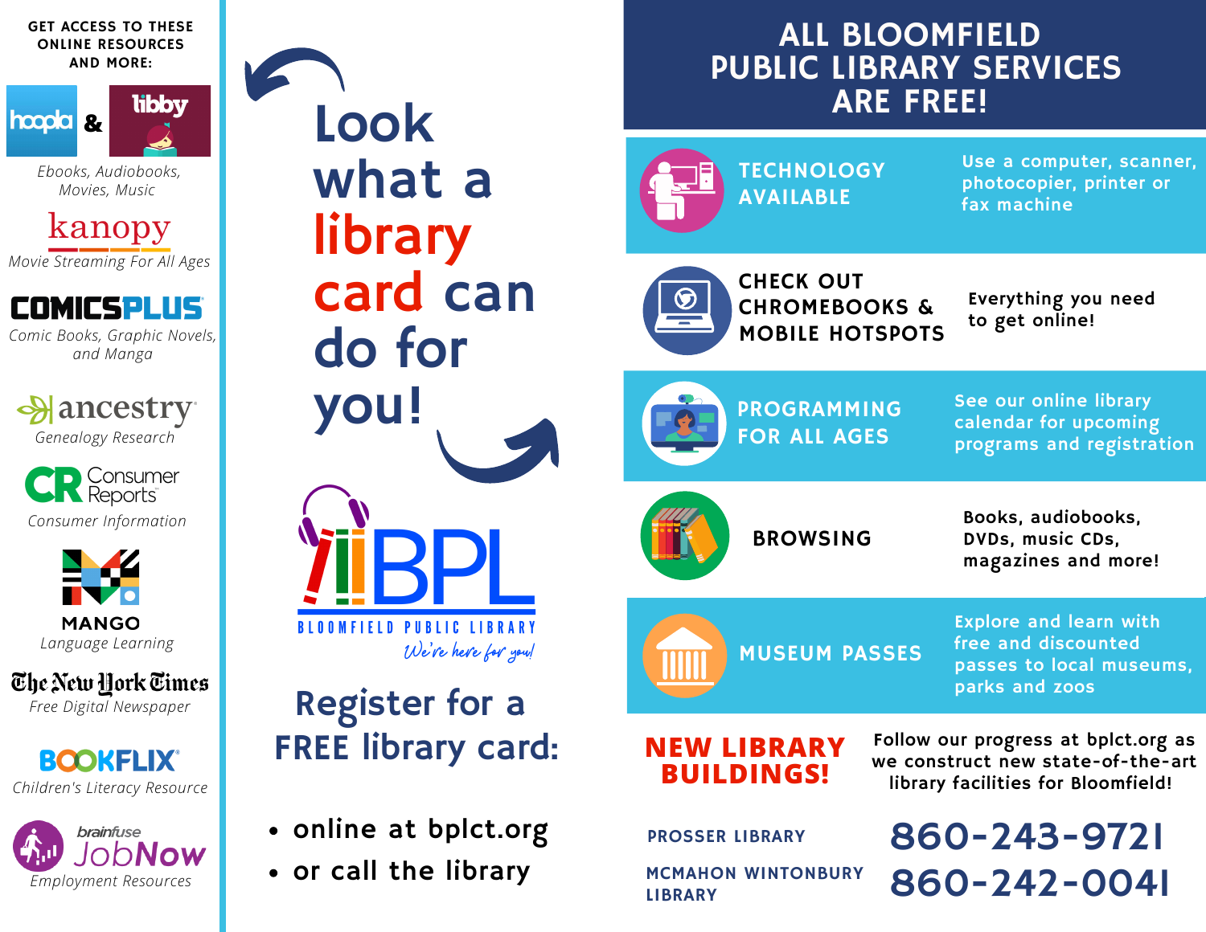## GET ACCESS TO THESE ONLINE RESOURCES AND MORE:

**hoopla & libby**
*Ebooks, Audiobooks, Movies, Music*

**kanopy**
*Movie Streaming For All Ages*

**COMICSPLUS**
*Comic Books, Graphic Novels, and Manga*

**ancestry**
*Genealogy Research*

**Consumer Reports**
*Consumer Information*

**MANGO**
*Language Learning*

**The New York Times**
*Free Digital Newspaper*

**BOOKFLIX**
*Children's Literacy Resource*

**brainfuse JobNow**
*Employment Resources*

# Look what a library card can do for you!

**BPL**
BLOOMFIELD PUBLIC LIBRARY
*We're here for you!*

## Register for a FREE library card:

- online at bplct.org
- or call the library

# ALL BLOOMFIELD PUBLIC LIBRARY SERVICES ARE FREE!

**TECHNOLOGY AVAILABLE**
Use a computer, scanner, photocopier, printer or fax machine

**CHECK OUT CHROMEBOOKS & MOBILE HOTSPOTS**
Everything you need to get online!

**PROGRAMMING FOR ALL AGES**
See our online library calendar for upcoming programs and registration

**BROWSING**
Books, audiobooks, DVDs, music CDs, magazines and more!

**MUSEUM PASSES**
Explore and learn with free and discounted passes to local museums, parks and zoos

## NEW LIBRARY BUILDINGS!

Follow our progress at bplct.org as we construct new state-of-the-art library facilities for Bloomfield!

| | |
|---|---|
| PROSSER LIBRARY | 860-243-9721 |
| MCMAHON WINTONBURY LIBRARY | 860-242-0041 |